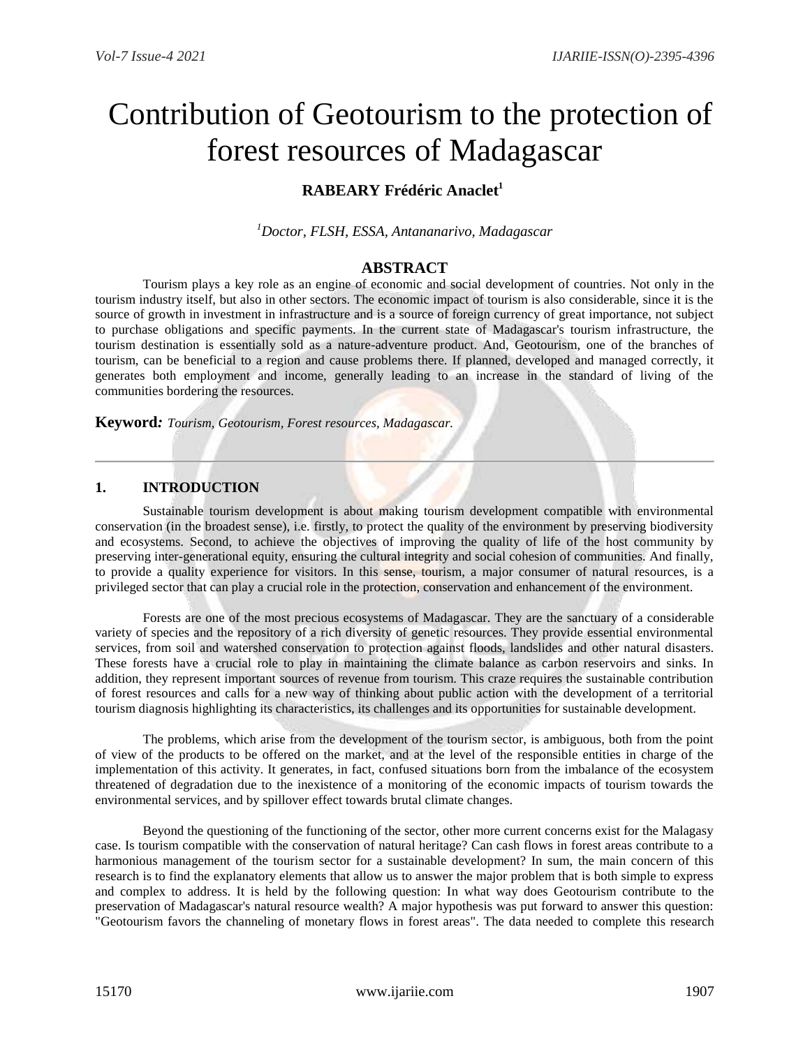# Contribution of Geotourism to the protection of forest resources of Madagascar

**RABEARY Frédéric Anaclet**[1]

[1] *Doctor, FLSH, ESSA, Antananarivo, Madagascar*

## ABSTRACT

Tourism plays a key role as an engine of economic and social development of countries. Not only in the tourism industry itself, but also in other sectors. The economic impact of tourism is also considerable, since it is the source of growth in investment in infrastructure and is a source of foreign currency of great importance, not subject to purchase obligations and specific payments. In the current state of Madagascar's tourism infrastructure, the tourism destination is essentially sold as a nature-adventure product. And, Geotourism, one of the branches of tourism, can be beneficial to a region and cause problems there. If planned, developed and managed correctly, it generates both employment and income, generally leading to an increase in the standard of living of the communities bordering the resources.

**Keyword***: Tourism, Geotourism, Forest resources, Madagascar.*

---

## 1. INTRODUCTION

Sustainable tourism development is about making tourism development compatible with environmental conservation (in the broadest sense), i.e. firstly, to protect the quality of the environment by preserving biodiversity and ecosystems. Second, to achieve the objectives of improving the quality of life of the host community by preserving inter-generational equity, ensuring the cultural integrity and social cohesion of communities. And finally, to provide a quality experience for visitors. In this sense, tourism, a major consumer of natural resources, is a privileged sector that can play a crucial role in the protection, conservation and enhancement of the environment.

Forests are one of the most precious ecosystems of Madagascar. They are the sanctuary of a considerable variety of species and the repository of a rich diversity of genetic resources. They provide essential environmental services, from soil and watershed conservation to protection against floods, landslides and other natural disasters. These forests have a crucial role to play in maintaining the climate balance as carbon reservoirs and sinks. In addition, they represent important sources of revenue from tourism. This craze requires the sustainable contribution of forest resources and calls for a new way of thinking about public action with the development of a territorial tourism diagnosis highlighting its characteristics, its challenges and its opportunities for sustainable development.

The problems, which arise from the development of the tourism sector, is ambiguous, both from the point of view of the products to be offered on the market, and at the level of the responsible entities in charge of the implementation of this activity. It generates, in fact, confused situations born from the imbalance of the ecosystem threatened of degradation due to the inexistence of a monitoring of the economic impacts of tourism towards the environmental services, and by spillover effect towards brutal climate changes.

Beyond the questioning of the functioning of the sector, other more current concerns exist for the Malagasy case. Is tourism compatible with the conservation of natural heritage? Can cash flows in forest areas contribute to a harmonious management of the tourism sector for a sustainable development? In sum, the main concern of this research is to find the explanatory elements that allow us to answer the major problem that is both simple to express and complex to address. It is held by the following question: In what way does Geotourism contribute to the preservation of Madagascar's natural resource wealth? A major hypothesis was put forward to answer this question: "Geotourism favors the channeling of monetary flows in forest areas". The data needed to complete this research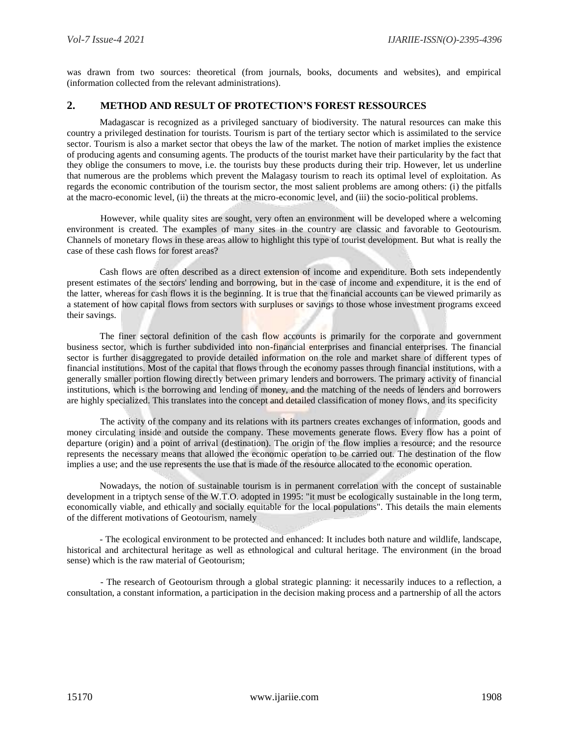was drawn from two sources: theoretical (from journals, books, documents and websites), and empirical (information collected from the relevant administrations).

## 2. METHOD AND RESULT OF PROTECTION'S FOREST RESSOURCES

Madagascar is recognized as a privileged sanctuary of biodiversity. The natural resources can make this country a privileged destination for tourists. Tourism is part of the tertiary sector which is assimilated to the service sector. Tourism is also a market sector that obeys the law of the market. The notion of market implies the existence of producing agents and consuming agents. The products of the tourist market have their particularity by the fact that they oblige the consumers to move, i.e. the tourists buy these products during their trip. However, let us underline that numerous are the problems which prevent the Malagasy tourism to reach its optimal level of exploitation. As regards the economic contribution of the tourism sector, the most salient problems are among others: (i) the pitfalls at the macro-economic level, (ii) the threats at the micro-economic level, and (iii) the socio-political problems.

However, while quality sites are sought, very often an environment will be developed where a welcoming environment is created. The examples of many sites in the country are classic and favorable to Geotourism. Channels of monetary flows in these areas allow to highlight this type of tourist development. But what is really the case of these cash flows for forest areas?

Cash flows are often described as a direct extension of income and expenditure. Both sets independently present estimates of the sectors' lending and borrowing, but in the case of income and expenditure, it is the end of the latter, whereas for cash flows it is the beginning. It is true that the financial accounts can be viewed primarily as a statement of how capital flows from sectors with surpluses or savings to those whose investment programs exceed their savings.

The finer sectoral definition of the cash flow accounts is primarily for the corporate and government business sector, which is further subdivided into non-financial enterprises and financial enterprises. The financial sector is further disaggregated to provide detailed information on the role and market share of different types of financial institutions. Most of the capital that flows through the economy passes through financial institutions, with a generally smaller portion flowing directly between primary lenders and borrowers. The primary activity of financial institutions, which is the borrowing and lending of money, and the matching of the needs of lenders and borrowers are highly specialized. This translates into the concept and detailed classification of money flows, and its specificity

The activity of the company and its relations with its partners creates exchanges of information, goods and money circulating inside and outside the company. These movements generate flows. Every flow has a point of departure (origin) and a point of arrival (destination). The origin of the flow implies a resource; and the resource represents the necessary means that allowed the economic operation to be carried out. The destination of the flow implies a use; and the use represents the use that is made of the resource allocated to the economic operation.

Nowadays, the notion of sustainable tourism is in permanent correlation with the concept of sustainable development in a triptych sense of the W.T.O. adopted in 1995: "it must be ecologically sustainable in the long term, economically viable, and ethically and socially equitable for the local populations". This details the main elements of the different motivations of Geotourism, namely

- The ecological environment to be protected and enhanced: It includes both nature and wildlife, landscape, historical and architectural heritage as well as ethnological and cultural heritage. The environment (in the broad sense) which is the raw material of Geotourism;

- The research of Geotourism through a global strategic planning: it necessarily induces to a reflection, a consultation, a constant information, a participation in the decision making process and a partnership of all the actors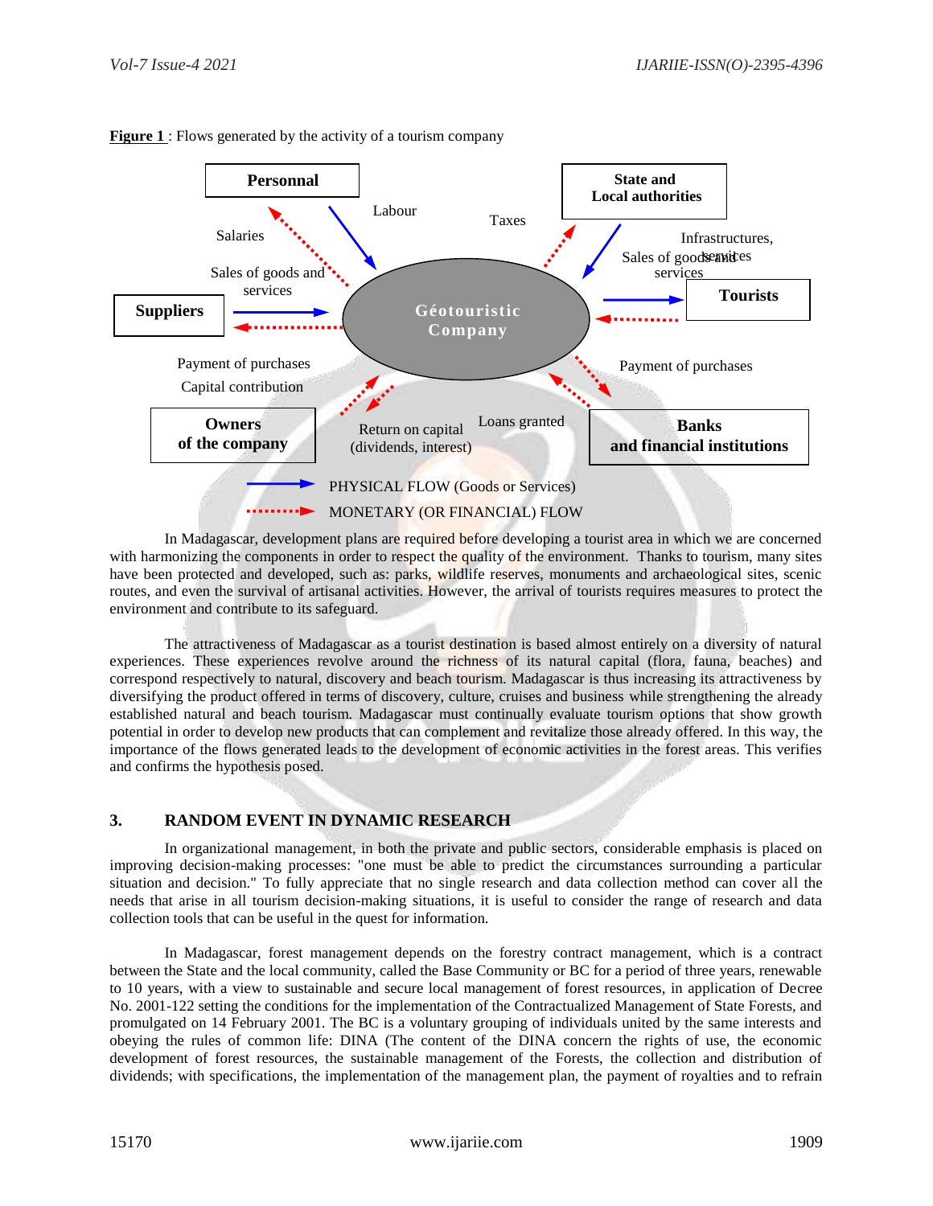**Figure 1** : Flows generated by the activity of a tourism company

Personnal

Labour

Taxes

State and Local authorities

Salaries

Infrastructures, services

Sales of goods and services

Sales of goods and services

Suppliers

Géotouristic Company

Tourists

Payment of purchases

Payment of purchases

Capital contribution

Owners of the company

Return on capital (dividends, interest)

Loans granted

Banks and financial institutions

PHYSICAL FLOW (Goods or Services)

MONETARY (OR FINANCIAL) FLOW

In Madagascar, development plans are required before developing a tourist area in which we are concerned with harmonizing the components in order to respect the quality of the environment. Thanks to tourism, many sites have been protected and developed, such as: parks, wildlife reserves, monuments and archaeological sites, scenic routes, and even the survival of artisanal activities. However, the arrival of tourists requires measures to protect the environment and contribute to its safeguard.

The attractiveness of Madagascar as a tourist destination is based almost entirely on a diversity of natural experiences. These experiences revolve around the richness of its natural capital (flora, fauna, beaches) and correspond respectively to natural, discovery and beach tourism. Madagascar is thus increasing its attractiveness by diversifying the product offered in terms of discovery, culture, cruises and business while strengthening the already established natural and beach tourism. Madagascar must continually evaluate tourism options that show growth potential in order to develop new products that can complement and revitalize those already offered. In this way, the importance of the flows generated leads to the development of economic activities in the forest areas. This verifies and confirms the hypothesis posed.

## 3. RANDOM EVENT IN DYNAMIC RESEARCH

In organizational management, in both the private and public sectors, considerable emphasis is placed on improving decision-making processes: "one must be able to predict the circumstances surrounding a particular situation and decision." To fully appreciate that no single research and data collection method can cover all the needs that arise in all tourism decision-making situations, it is useful to consider the range of research and data collection tools that can be useful in the quest for information.

In Madagascar, forest management depends on the forestry contract management, which is a contract between the State and the local community, called the Base Community or BC for a period of three years, renewable to 10 years, with a view to sustainable and secure local management of forest resources, in application of Decree No. 2001-122 setting the conditions for the implementation of the Contractualized Management of State Forests, and promulgated on 14 February 2001. The BC is a voluntary grouping of individuals united by the same interests and obeying the rules of common life: DINA (The content of the DINA concern the rights of use, the economic development of forest resources, the sustainable management of the Forests, the collection and distribution of dividends; with specifications, the implementation of the management plan, the payment of royalties and to refrain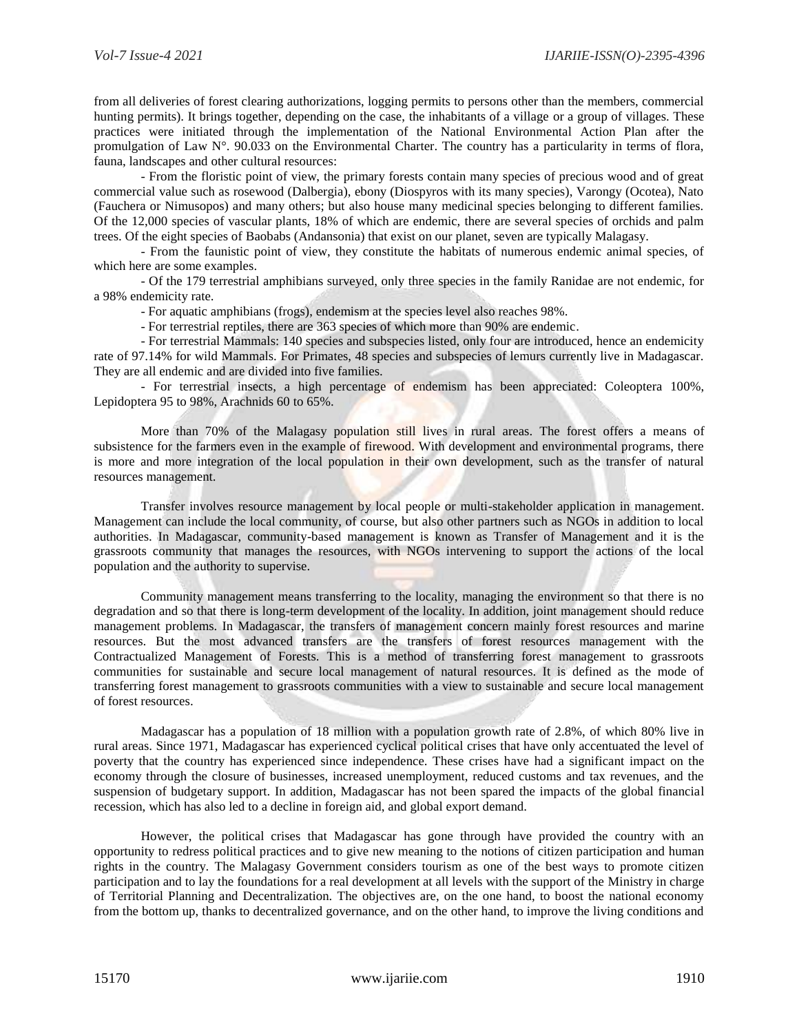from all deliveries of forest clearing authorizations, logging permits to persons other than the members, commercial hunting permits). It brings together, depending on the case, the inhabitants of a village or a group of villages. These practices were initiated through the implementation of the National Environmental Action Plan after the promulgation of Law N°. 90.033 on the Environmental Charter. The country has a particularity in terms of flora, fauna, landscapes and other cultural resources:

- From the floristic point of view, the primary forests contain many species of precious wood and of great commercial value such as rosewood (Dalbergia), ebony (Diospyros with its many species), Varongy (Ocotea), Nato (Fauchera or Nimusopos) and many others; but also house many medicinal species belonging to different families. Of the 12,000 species of vascular plants, 18% of which are endemic, there are several species of orchids and palm trees. Of the eight species of Baobabs (Andansonia) that exist on our planet, seven are typically Malagasy.
- From the faunistic point of view, they constitute the habitats of numerous endemic animal species, of which here are some examples.
- Of the 179 terrestrial amphibians surveyed, only three species in the family Ranidae are not endemic, for a 98% endemicity rate.
- For aquatic amphibians (frogs), endemism at the species level also reaches 98%.
- For terrestrial reptiles, there are 363 species of which more than 90% are endemic.
- For terrestrial Mammals: 140 species and subspecies listed, only four are introduced, hence an endemicity rate of 97.14% for wild Mammals. For Primates, 48 species and subspecies of lemurs currently live in Madagascar. They are all endemic and are divided into five families.
- For terrestrial insects, a high percentage of endemism has been appreciated: Coleoptera 100%, Lepidoptera 95 to 98%, Arachnids 60 to 65%.

More than 70% of the Malagasy population still lives in rural areas. The forest offers a means of subsistence for the farmers even in the example of firewood. With development and environmental programs, there is more and more integration of the local population in their own development, such as the transfer of natural resources management.

Transfer involves resource management by local people or multi-stakeholder application in management. Management can include the local community, of course, but also other partners such as NGOs in addition to local authorities. In Madagascar, community-based management is known as Transfer of Management and it is the grassroots community that manages the resources, with NGOs intervening to support the actions of the local population and the authority to supervise.

Community management means transferring to the locality, managing the environment so that there is no degradation and so that there is long-term development of the locality. In addition, joint management should reduce management problems. In Madagascar, the transfers of management concern mainly forest resources and marine resources. But the most advanced transfers are the transfers of forest resources management with the Contractualized Management of Forests. This is a method of transferring forest management to grassroots communities for sustainable and secure local management of natural resources. It is defined as the mode of transferring forest management to grassroots communities with a view to sustainable and secure local management of forest resources.

Madagascar has a population of 18 million with a population growth rate of 2.8%, of which 80% live in rural areas. Since 1971, Madagascar has experienced cyclical political crises that have only accentuated the level of poverty that the country has experienced since independence. These crises have had a significant impact on the economy through the closure of businesses, increased unemployment, reduced customs and tax revenues, and the suspension of budgetary support. In addition, Madagascar has not been spared the impacts of the global financial recession, which has also led to a decline in foreign aid, and global export demand.

However, the political crises that Madagascar has gone through have provided the country with an opportunity to redress political practices and to give new meaning to the notions of citizen participation and human rights in the country. The Malagasy Government considers tourism as one of the best ways to promote citizen participation and to lay the foundations for a real development at all levels with the support of the Ministry in charge of Territorial Planning and Decentralization. The objectives are, on the one hand, to boost the national economy from the bottom up, thanks to decentralized governance, and on the other hand, to improve the living conditions and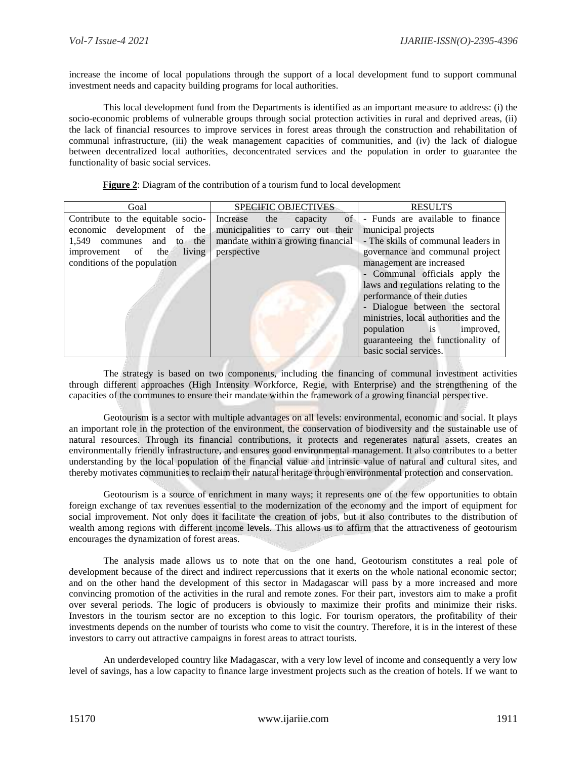increase the income of local populations through the support of a local development fund to support communal investment needs and capacity building programs for local authorities.

This local development fund from the Departments is identified as an important measure to address: (i) the socio-economic problems of vulnerable groups through social protection activities in rural and deprived areas, (ii) the lack of financial resources to improve services in forest areas through the construction and rehabilitation of communal infrastructure, (iii) the weak management capacities of communities, and (iv) the lack of dialogue between decentralized local authorities, deconcentrated services and the population in order to guarantee the functionality of basic social services.

**Figure 2**: Diagram of the contribution of a tourism fund to local development

| Goal | SPECIFIC OBJECTIVES | RESULTS |
| --- | --- | --- |
| Contribute to the equitable socio-economic development of the 1,549 communes and to the improvement of the living conditions of the population | Increase the capacity of municipalities to carry out their mandate within a growing financial perspective | - Funds are available to finance municipal projects<br>- The skills of communal leaders in governance and communal project management are increased<br>- Communal officials apply the laws and regulations relating to the performance of their duties<br>- Dialogue between the sectoral ministries, local authorities and the population is improved, guaranteeing the functionality of basic social services. |

The strategy is based on two components, including the financing of communal investment activities through different approaches (High Intensity Workforce, Regie, with Enterprise) and the strengthening of the capacities of the communes to ensure their mandate within the framework of a growing financial perspective.

Geotourism is a sector with multiple advantages on all levels: environmental, economic and social. It plays an important role in the protection of the environment, the conservation of biodiversity and the sustainable use of natural resources. Through its financial contributions, it protects and regenerates natural assets, creates an environmentally friendly infrastructure, and ensures good environmental management. It also contributes to a better understanding by the local population of the financial value and intrinsic value of natural and cultural sites, and thereby motivates communities to reclaim their natural heritage through environmental protection and conservation.

Geotourism is a source of enrichment in many ways; it represents one of the few opportunities to obtain foreign exchange of tax revenues essential to the modernization of the economy and the import of equipment for social improvement. Not only does it facilitate the creation of jobs, but it also contributes to the distribution of wealth among regions with different income levels. This allows us to affirm that the attractiveness of geotourism encourages the dynamization of forest areas.

The analysis made allows us to note that on the one hand, Geotourism constitutes a real pole of development because of the direct and indirect repercussions that it exerts on the whole national economic sector; and on the other hand the development of this sector in Madagascar will pass by a more increased and more convincing promotion of the activities in the rural and remote zones. For their part, investors aim to make a profit over several periods. The logic of producers is obviously to maximize their profits and minimize their risks. Investors in the tourism sector are no exception to this logic. For tourism operators, the profitability of their investments depends on the number of tourists who come to visit the country. Therefore, it is in the interest of these investors to carry out attractive campaigns in forest areas to attract tourists.

An underdeveloped country like Madagascar, with a very low level of income and consequently a very low level of savings, has a low capacity to finance large investment projects such as the creation of hotels. If we want to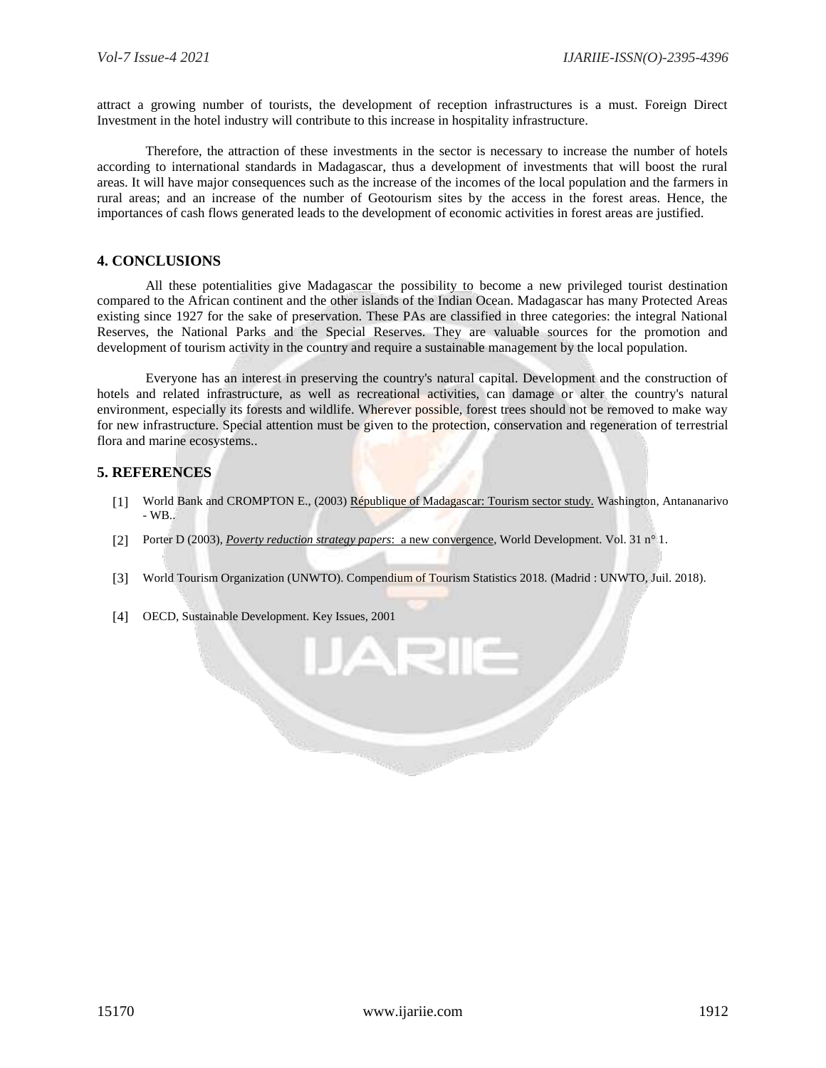attract a growing number of tourists, the development of reception infrastructures is a must. Foreign Direct Investment in the hotel industry will contribute to this increase in hospitality infrastructure.

Therefore, the attraction of these investments in the sector is necessary to increase the number of hotels according to international standards in Madagascar, thus a development of investments that will boost the rural areas. It will have major consequences such as the increase of the incomes of the local population and the farmers in rural areas; and an increase of the number of Geotourism sites by the access in the forest areas. Hence, the importances of cash flows generated leads to the development of economic activities in forest areas are justified.

## 4. CONCLUSIONS

All these potentialities give Madagascar the possibility to become a new privileged tourist destination compared to the African continent and the other islands of the Indian Ocean. Madagascar has many Protected Areas existing since 1927 for the sake of preservation. These PAs are classified in three categories: the integral National Reserves, the National Parks and the Special Reserves. They are valuable sources for the promotion and development of tourism activity in the country and require a sustainable management by the local population.

Everyone has an interest in preserving the country's natural capital. Development and the construction of hotels and related infrastructure, as well as recreational activities, can damage or alter the country's natural environment, especially its forests and wildlife. Wherever possible, forest trees should not be removed to make way for new infrastructure. Special attention must be given to the protection, conservation and regeneration of terrestrial flora and marine ecosystems..

## 5. REFERENCES

[1] World Bank and CROMPTON E., (2003) République of Madagascar: Tourism sector study. Washington, Antananarivo - WB..

[2] Porter D (2003), *Poverty reduction strategy papers*: a new convergence, World Development. Vol. 31 n° 1.

[3] World Tourism Organization (UNWTO). Compendium of Tourism Statistics 2018. (Madrid : UNWTO, Juil. 2018).

[4] OECD, Sustainable Development. Key Issues, 2001